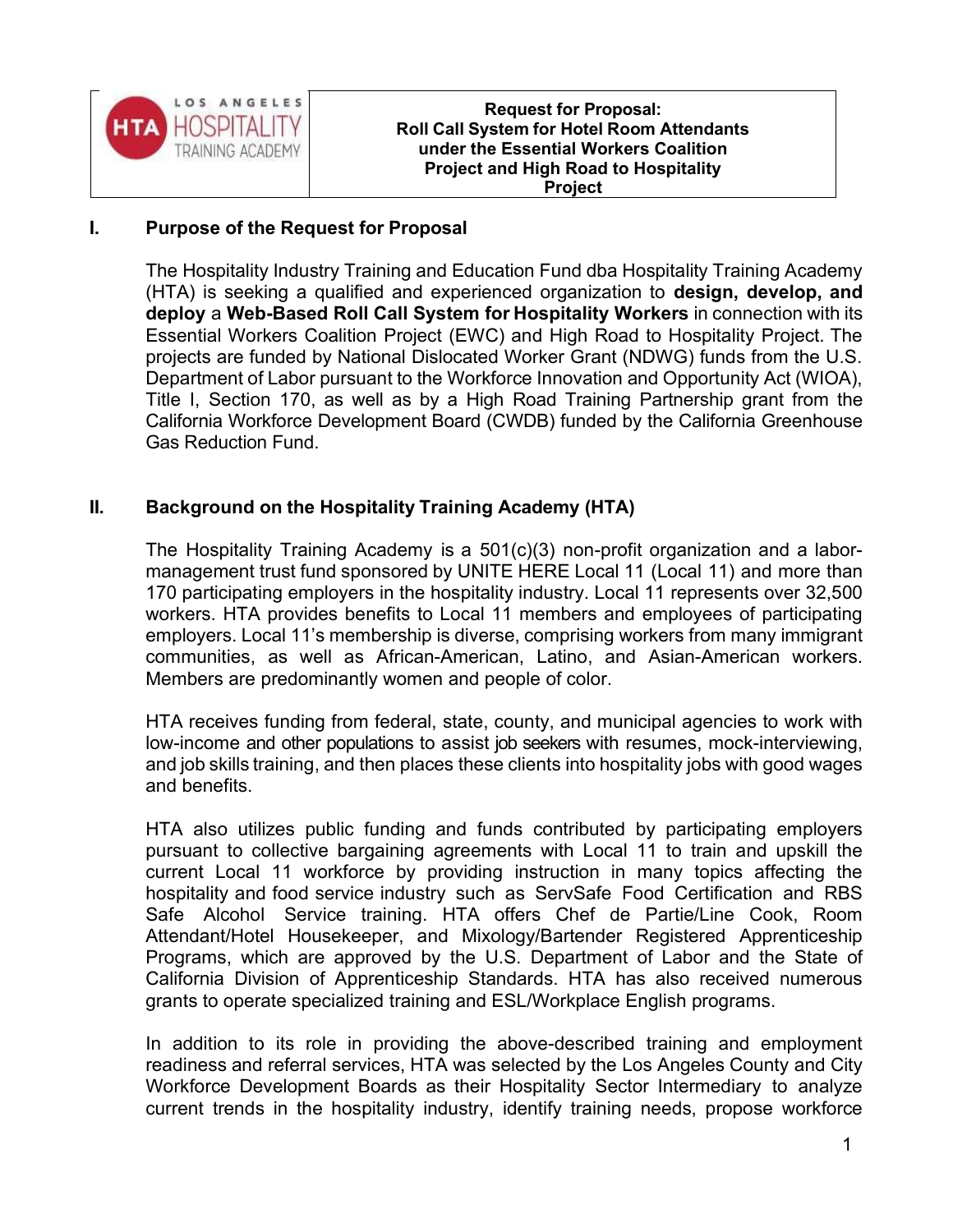| LOS ANGELES HTA HOSPITALITY TRAINING ACADEMY | **Request for Proposal: Roll Call System for Hotel Room Attendants under the Essential Workers Coalition Project and High Road to Hospitality Project** |
|---|---|

## I. Purpose of the Request for Proposal

The Hospitality Industry Training and Education Fund dba Hospitality Training Academy (HTA) is seeking a qualified and experienced organization to **design, develop, and deploy** a **Web-Based Roll Call System for Hospitality Workers** in connection with its Essential Workers Coalition Project (EWC) and High Road to Hospitality Project. The projects are funded by National Dislocated Worker Grant (NDWG) funds from the U.S. Department of Labor pursuant to the Workforce Innovation and Opportunity Act (WIOA), Title I, Section 170, as well as by a High Road Training Partnership grant from the California Workforce Development Board (CWDB) funded by the California Greenhouse Gas Reduction Fund.

## II. Background on the Hospitality Training Academy (HTA)

The Hospitality Training Academy is a 501(c)(3) non-profit organization and a labor-management trust fund sponsored by UNITE HERE Local 11 (Local 11) and more than 170 participating employers in the hospitality industry. Local 11 represents over 32,500 workers. HTA provides benefits to Local 11 members and employees of participating employers. Local 11's membership is diverse, comprising workers from many immigrant communities, as well as African-American, Latino, and Asian-American workers. Members are predominantly women and people of color.

HTA receives funding from federal, state, county, and municipal agencies to work with low-income and other populations to assist job seekers with resumes, mock-interviewing, and job skills training, and then places these clients into hospitality jobs with good wages and benefits.

HTA also utilizes public funding and funds contributed by participating employers pursuant to collective bargaining agreements with Local 11 to train and upskill the current Local 11 workforce by providing instruction in many topics affecting the hospitality and food service industry such as ServSafe Food Certification and RBS Safe Alcohol Service training. HTA offers Chef de Partie/Line Cook, Room Attendant/Hotel Housekeeper, and Mixology/Bartender Registered Apprenticeship Programs, which are approved by the U.S. Department of Labor and the State of California Division of Apprenticeship Standards. HTA has also received numerous grants to operate specialized training and ESL/Workplace English programs.

In addition to its role in providing the above-described training and employment readiness and referral services, HTA was selected by the Los Angeles County and City Workforce Development Boards as their Hospitality Sector Intermediary to analyze current trends in the hospitality industry, identify training needs, propose workforce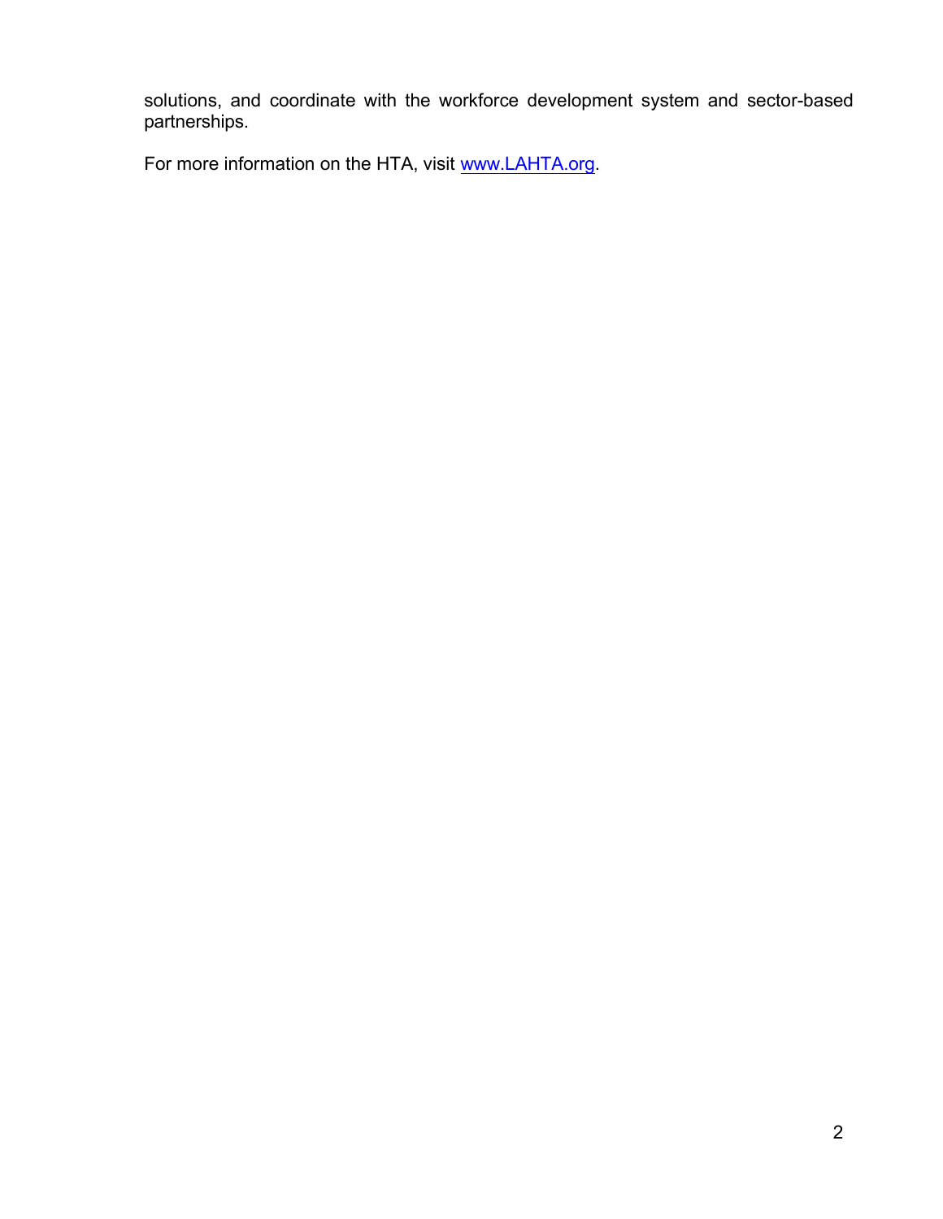solutions, and coordinate with the workforce development system and sector-based partnerships.

For more information on the HTA, visit [www.LAHTA.org](http://www.LAHTA.org).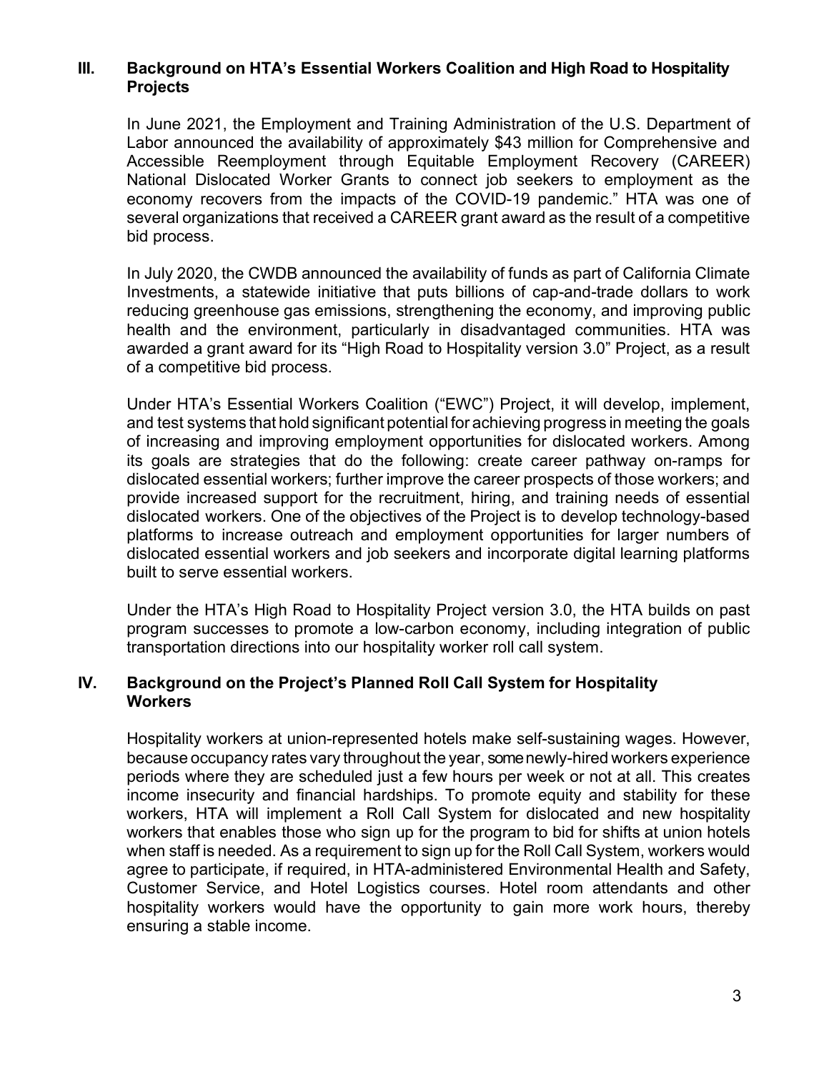## III. Background on HTA's Essential Workers Coalition and High Road to Hospitality Projects

In June 2021, the Employment and Training Administration of the U.S. Department of Labor announced the availability of approximately $43 million for Comprehensive and Accessible Reemployment through Equitable Employment Recovery (CAREER) National Dislocated Worker Grants to connect job seekers to employment as the economy recovers from the impacts of the COVID-19 pandemic." HTA was one of several organizations that received a CAREER grant award as the result of a competitive bid process.

In July 2020, the CWDB announced the availability of funds as part of California Climate Investments, a statewide initiative that puts billions of cap-and-trade dollars to work reducing greenhouse gas emissions, strengthening the economy, and improving public health and the environment, particularly in disadvantaged communities. HTA was awarded a grant award for its "High Road to Hospitality version 3.0" Project, as a result of a competitive bid process.

Under HTA's Essential Workers Coalition ("EWC") Project, it will develop, implement, and test systems that hold significant potential for achieving progress in meeting the goals of increasing and improving employment opportunities for dislocated workers. Among its goals are strategies that do the following: create career pathway on-ramps for dislocated essential workers; further improve the career prospects of those workers; and provide increased support for the recruitment, hiring, and training needs of essential dislocated workers. One of the objectives of the Project is to develop technology-based platforms to increase outreach and employment opportunities for larger numbers of dislocated essential workers and job seekers and incorporate digital learning platforms built to serve essential workers.

Under the HTA's High Road to Hospitality Project version 3.0, the HTA builds on past program successes to promote a low-carbon economy, including integration of public transportation directions into our hospitality worker roll call system.

## IV. Background on the Project's Planned Roll Call System for Hospitality Workers

Hospitality workers at union-represented hotels make self-sustaining wages. However, because occupancy rates vary throughout the year, some newly-hired workers experience periods where they are scheduled just a few hours per week or not at all. This creates income insecurity and financial hardships. To promote equity and stability for these workers, HTA will implement a Roll Call System for dislocated and new hospitality workers that enables those who sign up for the program to bid for shifts at union hotels when staff is needed. As a requirement to sign up for the Roll Call System, workers would agree to participate, if required, in HTA-administered Environmental Health and Safety, Customer Service, and Hotel Logistics courses. Hotel room attendants and other hospitality workers would have the opportunity to gain more work hours, thereby ensuring a stable income.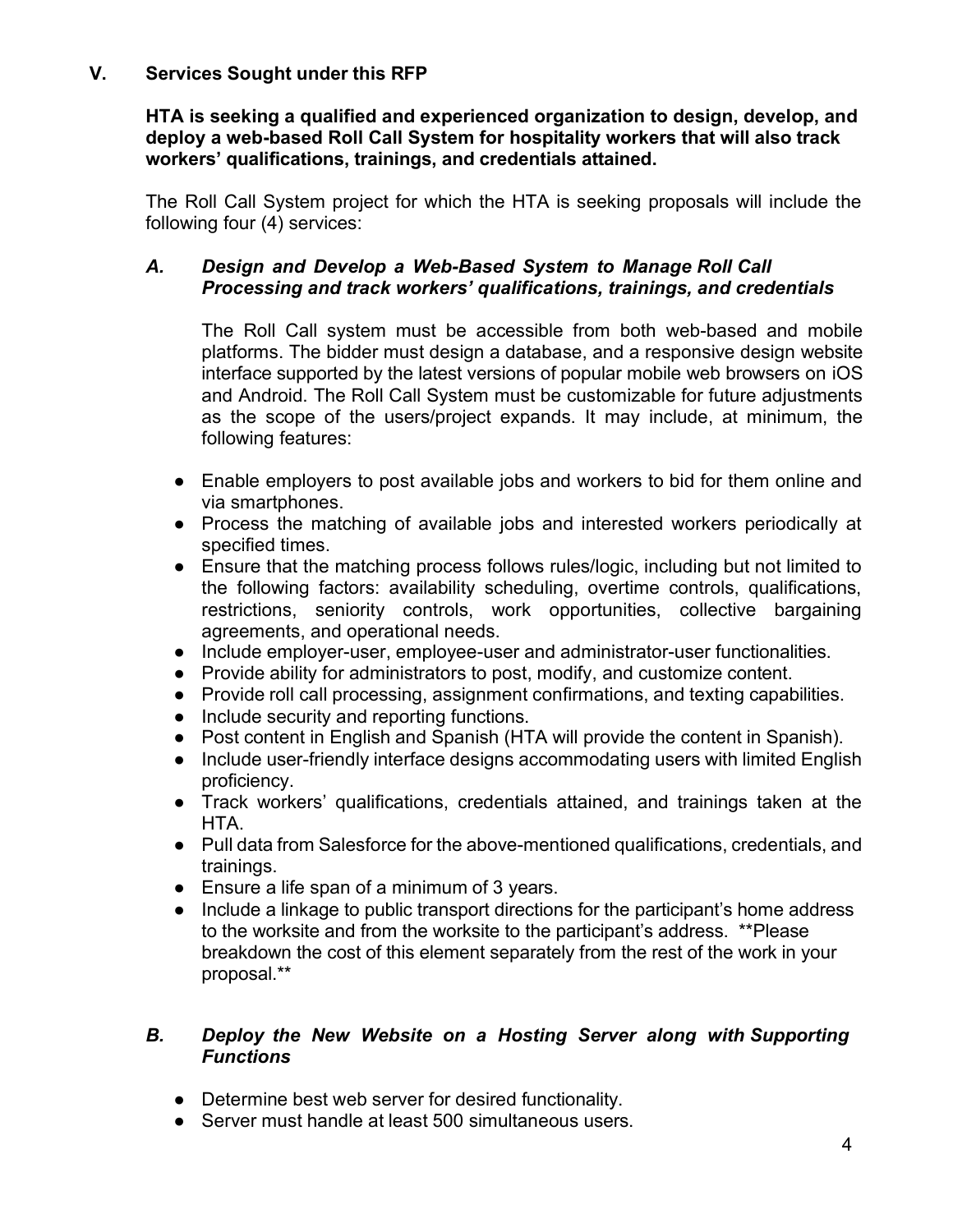## V. Services Sought under this RFP

**HTA is seeking a qualified and experienced organization to design, develop, and deploy a web-based Roll Call System for hospitality workers that will also track workers' qualifications, trainings, and credentials attained.**

The Roll Call System project for which the HTA is seeking proposals will include the following four (4) services:

### *A. Design and Develop a Web-Based System to Manage Roll Call Processing and track workers' qualifications, trainings, and credentials*

The Roll Call system must be accessible from both web-based and mobile platforms. The bidder must design a database, and a responsive design website interface supported by the latest versions of popular mobile web browsers on iOS and Android. The Roll Call System must be customizable for future adjustments as the scope of the users/project expands. It may include, at minimum, the following features:

- Enable employers to post available jobs and workers to bid for them online and via smartphones.
- Process the matching of available jobs and interested workers periodically at specified times.
- Ensure that the matching process follows rules/logic, including but not limited to the following factors: availability scheduling, overtime controls, qualifications, restrictions, seniority controls, work opportunities, collective bargaining agreements, and operational needs.
- Include employer-user, employee-user and administrator-user functionalities.
- Provide ability for administrators to post, modify, and customize content.
- Provide roll call processing, assignment confirmations, and texting capabilities.
- Include security and reporting functions.
- Post content in English and Spanish (HTA will provide the content in Spanish).
- Include user-friendly interface designs accommodating users with limited English proficiency.
- Track workers' qualifications, credentials attained, and trainings taken at the HTA.
- Pull data from Salesforce for the above-mentioned qualifications, credentials, and trainings.
- Ensure a life span of a minimum of 3 years.
- Include a linkage to public transport directions for the participant's home address to the worksite and from the worksite to the participant's address. **Please breakdown the cost of this element separately from the rest of the work in your proposal.**

### *B. Deploy the New Website on a Hosting Server along with Supporting Functions*

- Determine best web server for desired functionality.
- Server must handle at least 500 simultaneous users.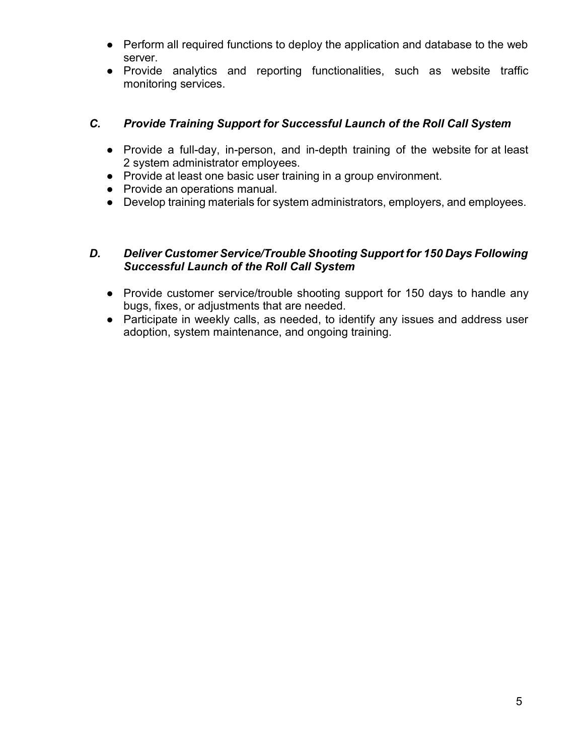- Perform all required functions to deploy the application and database to the web server.
- Provide analytics and reporting functionalities, such as website traffic monitoring services.

### *C. Provide Training Support for Successful Launch of the Roll Call System*

- Provide a full-day, in-person, and in-depth training of the website for at least 2 system administrator employees.
- Provide at least one basic user training in a group environment.
- Provide an operations manual.
- Develop training materials for system administrators, employers, and employees.

### *D. Deliver Customer Service/Trouble Shooting Support for 150 Days Following Successful Launch of the Roll Call System*

- Provide customer service/trouble shooting support for 150 days to handle any bugs, fixes, or adjustments that are needed.
- Participate in weekly calls, as needed, to identify any issues and address user adoption, system maintenance, and ongoing training.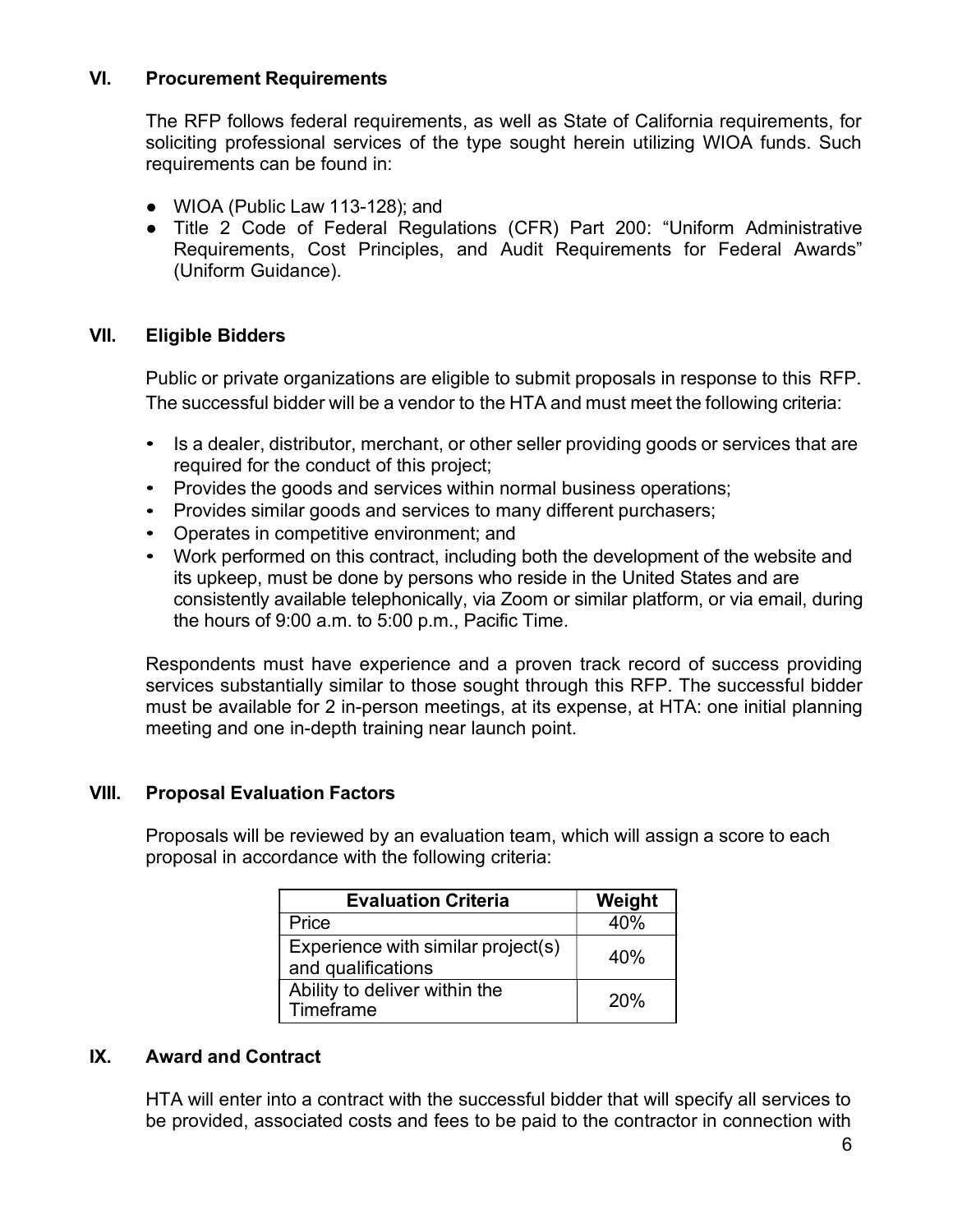## VI. Procurement Requirements

The RFP follows federal requirements, as well as State of California requirements, for soliciting professional services of the type sought herein utilizing WIOA funds. Such requirements can be found in:

- WIOA (Public Law 113-128); and
- Title 2 Code of Federal Regulations (CFR) Part 200: "Uniform Administrative Requirements, Cost Principles, and Audit Requirements for Federal Awards" (Uniform Guidance).

## VII. Eligible Bidders

Public or private organizations are eligible to submit proposals in response to this RFP. The successful bidder will be a vendor to the HTA and must meet the following criteria:

- Is a dealer, distributor, merchant, or other seller providing goods or services that are required for the conduct of this project;
- Provides the goods and services within normal business operations;
- Provides similar goods and services to many different purchasers;
- Operates in competitive environment; and
- Work performed on this contract, including both the development of the website and its upkeep, must be done by persons who reside in the United States and are consistently available telephonically, via Zoom or similar platform, or via email, during the hours of 9:00 a.m. to 5:00 p.m., Pacific Time.

Respondents must have experience and a proven track record of success providing services substantially similar to those sought through this RFP. The successful bidder must be available for 2 in-person meetings, at its expense, at HTA: one initial planning meeting and one in-depth training near launch point.

## VIII. Proposal Evaluation Factors

Proposals will be reviewed by an evaluation team, which will assign a score to each proposal in accordance with the following criteria:

| Evaluation Criteria | Weight |
|---|---|
| Price | 40% |
| Experience with similar project(s) and qualifications | 40% |
| Ability to deliver within the Timeframe | 20% |

## IX. Award and Contract

HTA will enter into a contract with the successful bidder that will specify all services to be provided, associated costs and fees to be paid to the contractor in connection with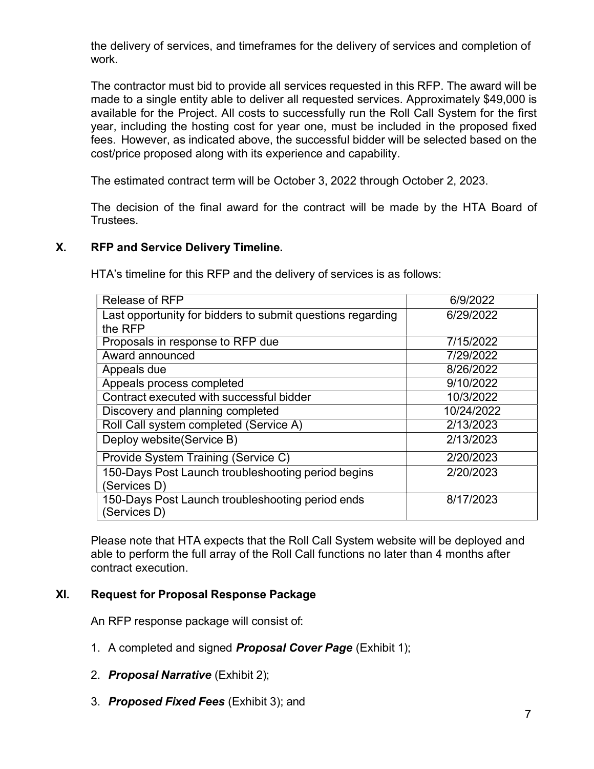the delivery of services, and timeframes for the delivery of services and completion of work.

The contractor must bid to provide all services requested in this RFP. The award will be made to a single entity able to deliver all requested services. Approximately $49,000 is available for the Project. All costs to successfully run the Roll Call System for the first year, including the hosting cost for year one, must be included in the proposed fixed fees. However, as indicated above, the successful bidder will be selected based on the cost/price proposed along with its experience and capability.

The estimated contract term will be October 3, 2022 through October 2, 2023.

The decision of the final award for the contract will be made by the HTA Board of Trustees.

## X. RFP and Service Delivery Timeline.

HTA's timeline for this RFP and the delivery of services is as follows:

| | |
|---|---|
| Release of RFP | 6/9/2022 |
| Last opportunity for bidders to submit questions regarding the RFP | 6/29/2022 |
| Proposals in response to RFP due | 7/15/2022 |
| Award announced | 7/29/2022 |
| Appeals due | 8/26/2022 |
| Appeals process completed | 9/10/2022 |
| Contract executed with successful bidder | 10/3/2022 |
| Discovery and planning completed | 10/24/2022 |
| Roll Call system completed (Service A) | 2/13/2023 |
| Deploy website(Service B) | 2/13/2023 |
| Provide System Training (Service C) | 2/20/2023 |
| 150-Days Post Launch troubleshooting period begins (Services D) | 2/20/2023 |
| 150-Days Post Launch troubleshooting period ends (Services D) | 8/17/2023 |

Please note that HTA expects that the Roll Call System website will be deployed and able to perform the full array of the Roll Call functions no later than 4 months after contract execution.

## XI. Request for Proposal Response Package

An RFP response package will consist of:

1. A completed and signed ***Proposal Cover Page*** (Exhibit 1);
2. ***Proposal Narrative*** (Exhibit 2);
3. ***Proposed Fixed Fees*** (Exhibit 3); and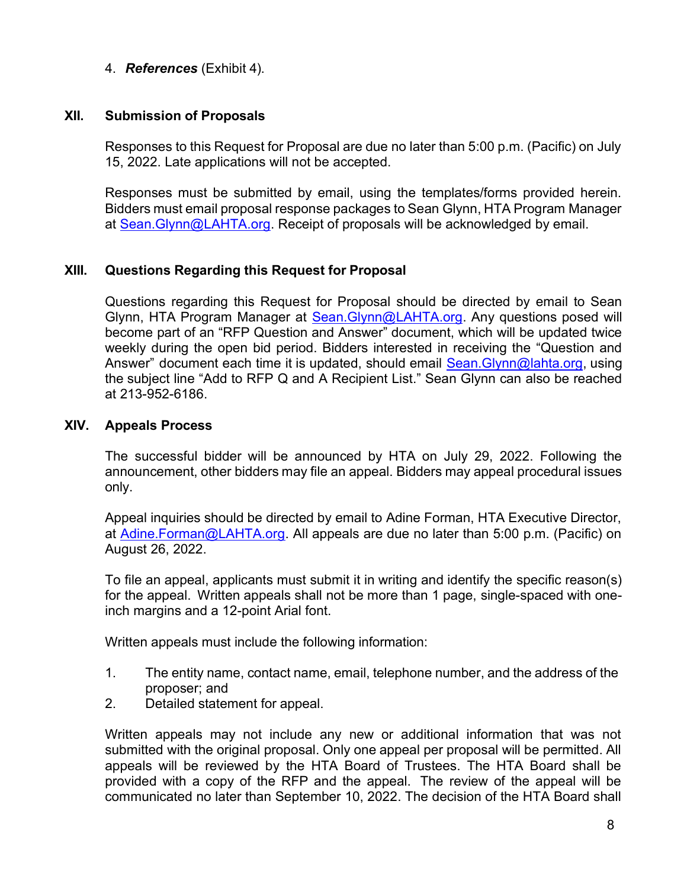4. ***References*** (Exhibit 4).

## XII. Submission of Proposals

Responses to this Request for Proposal are due no later than 5:00 p.m. (Pacific) on July 15, 2022. Late applications will not be accepted.

Responses must be submitted by email, using the templates/forms provided herein. Bidders must email proposal response packages to Sean Glynn, HTA Program Manager at Sean.Glynn@LAHTA.org. Receipt of proposals will be acknowledged by email.

## XIII. Questions Regarding this Request for Proposal

Questions regarding this Request for Proposal should be directed by email to Sean Glynn, HTA Program Manager at Sean.Glynn@LAHTA.org. Any questions posed will become part of an "RFP Question and Answer" document, which will be updated twice weekly during the open bid period. Bidders interested in receiving the "Question and Answer" document each time it is updated, should email Sean.Glynn@lahta.org, using the subject line "Add to RFP Q and A Recipient List." Sean Glynn can also be reached at 213-952-6186.

## XIV. Appeals Process

The successful bidder will be announced by HTA on July 29, 2022. Following the announcement, other bidders may file an appeal. Bidders may appeal procedural issues only.

Appeal inquiries should be directed by email to Adine Forman, HTA Executive Director, at Adine.Forman@LAHTA.org. All appeals are due no later than 5:00 p.m. (Pacific) on August 26, 2022.

To file an appeal, applicants must submit it in writing and identify the specific reason(s) for the appeal. Written appeals shall not be more than 1 page, single-spaced with one-inch margins and a 12-point Arial font.

Written appeals must include the following information:

1. The entity name, contact name, email, telephone number, and the address of the proposer; and
2. Detailed statement for appeal.

Written appeals may not include any new or additional information that was not submitted with the original proposal. Only one appeal per proposal will be permitted. All appeals will be reviewed by the HTA Board of Trustees. The HTA Board shall be provided with a copy of the RFP and the appeal. The review of the appeal will be communicated no later than September 10, 2022. The decision of the HTA Board shall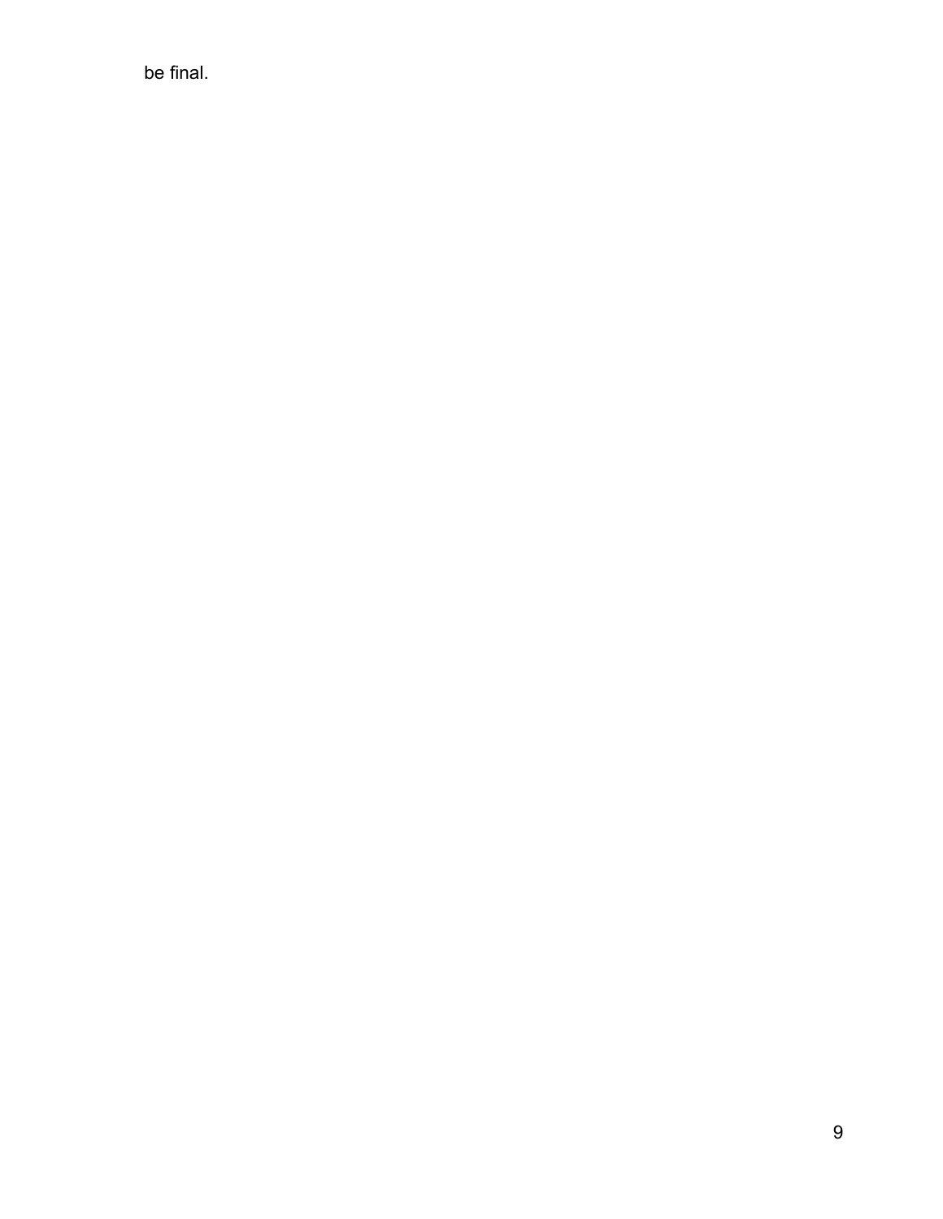be final.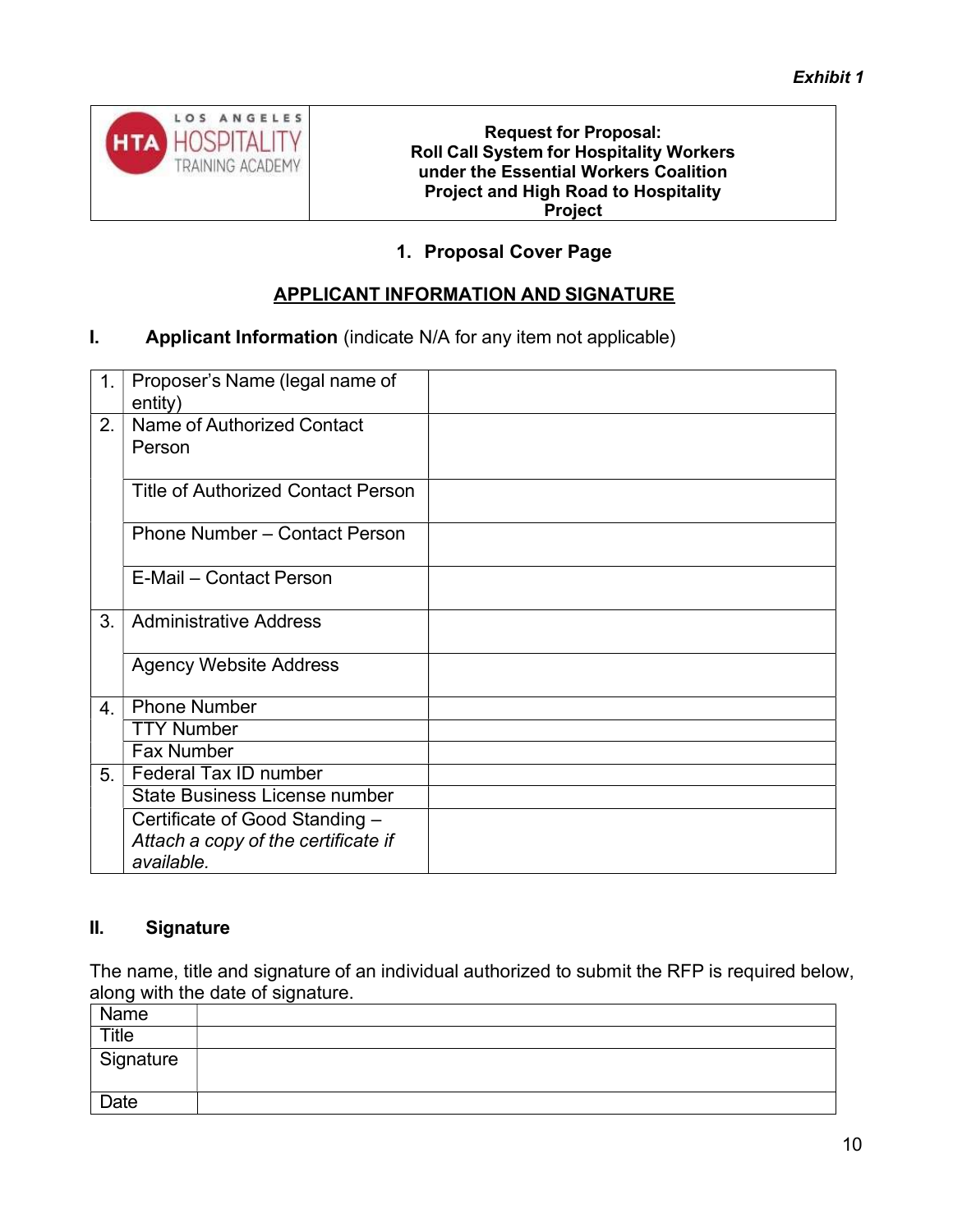*Exhibit 1*

| LOS ANGELES HTA HOSPITALITY TRAINING ACADEMY | **Request for Proposal: Roll Call System for Hospitality Workers under the Essential Workers Coalition Project and High Road to Hospitality Project** |
|---|---|

### 1. Proposal Cover Page

## APPLICANT INFORMATION AND SIGNATURE

**I. Applicant Information** (indicate N/A for any item not applicable)

| | | |
|---|---|---|
| 1. | Proposer's Name (legal name of entity) | |
| 2. | Name of Authorized Contact Person | |
| | Title of Authorized Contact Person | |
| | Phone Number – Contact Person | |
| | E-Mail – Contact Person | |
| 3. | Administrative Address | |
| | Agency Website Address | |
| 4. | Phone Number | |
| | TTY Number | |
| | Fax Number | |
| 5. | Federal Tax ID number | |
| | State Business License number | |
| | Certificate of Good Standing – *Attach a copy of the certificate if available.* | |

**II. Signature**

The name, title and signature of an individual authorized to submit the RFP is required below, along with the date of signature.

| | |
|---|---|
| Name | |
| Title | |
| Signature | |
| Date | |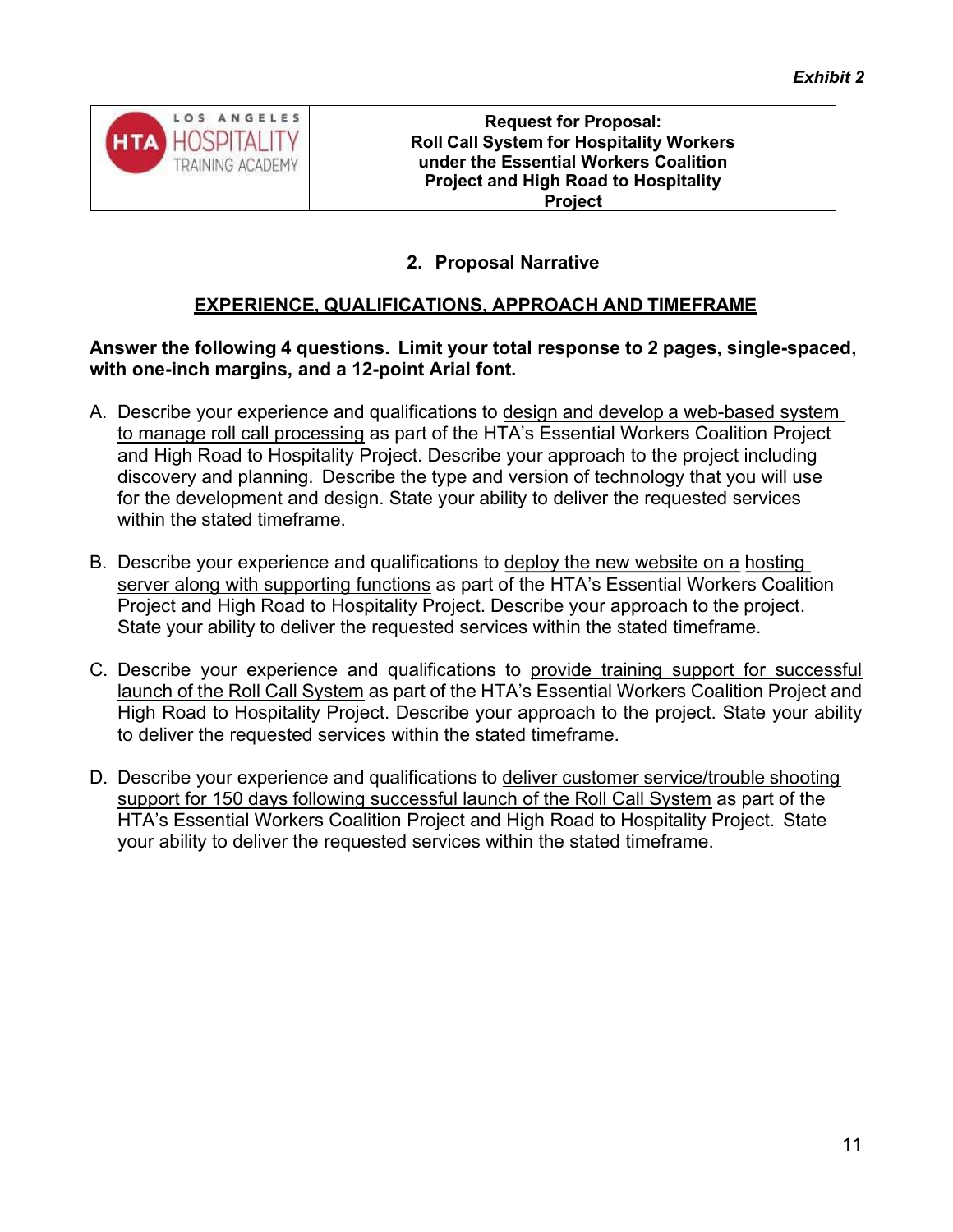*Exhibit 2*

| LOS ANGELES HTA HOSPITALITY TRAINING ACADEMY | **Request for Proposal: Roll Call System for Hospitality Workers under the Essential Workers Coalition Project and High Road to Hospitality Project** |
|---|---|

## 2. Proposal Narrative

### EXPERIENCE, QUALIFICATIONS, APPROACH AND TIMEFRAME

**Answer the following 4 questions. Limit your total response to 2 pages, single-spaced, with one-inch margins, and a 12-point Arial font.**

A. Describe your experience and qualifications to design and develop a web-based system to manage roll call processing as part of the HTA's Essential Workers Coalition Project and High Road to Hospitality Project. Describe your approach to the project including discovery and planning. Describe the type and version of technology that you will use for the development and design. State your ability to deliver the requested services within the stated timeframe.

B. Describe your experience and qualifications to deploy the new website on a hosting server along with supporting functions as part of the HTA's Essential Workers Coalition Project and High Road to Hospitality Project. Describe your approach to the project. State your ability to deliver the requested services within the stated timeframe.

C. Describe your experience and qualifications to provide training support for successful launch of the Roll Call System as part of the HTA's Essential Workers Coalition Project and High Road to Hospitality Project. Describe your approach to the project. State your ability to deliver the requested services within the stated timeframe.

D. Describe your experience and qualifications to deliver customer service/trouble shooting support for 150 days following successful launch of the Roll Call System as part of the HTA's Essential Workers Coalition Project and High Road to Hospitality Project. State your ability to deliver the requested services within the stated timeframe.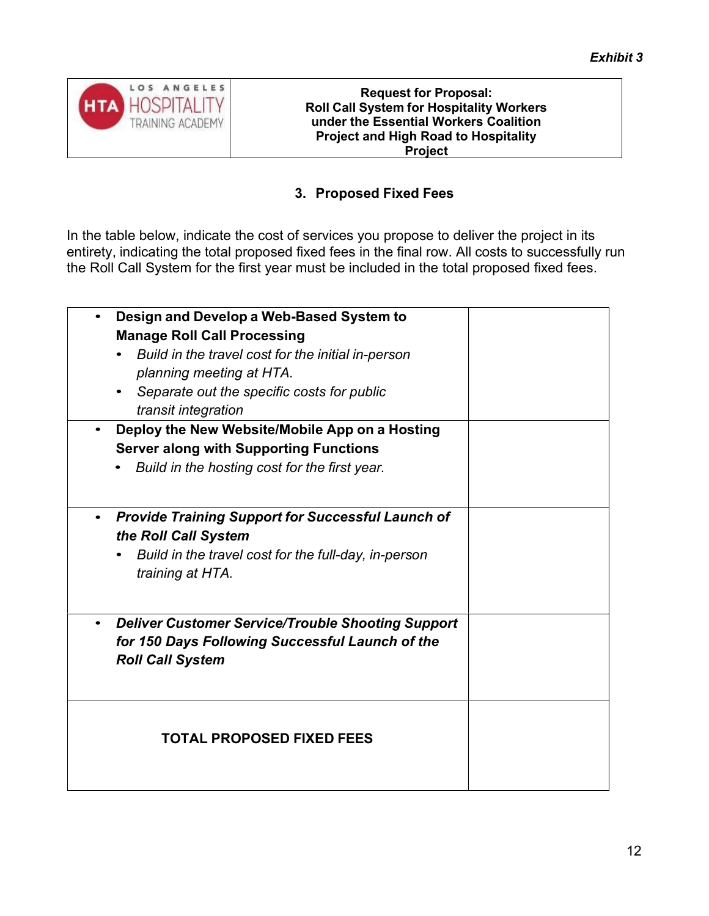*Exhibit 3*

| HTA LOS ANGELES HOSPITALITY TRAINING ACADEMY | **Request for Proposal: Roll Call System for Hospitality Workers under the Essential Workers Coalition Project and High Road to Hospitality Project** |
|---|---|

## 3. Proposed Fixed Fees

In the table below, indicate the cost of services you propose to deliver the project in its entirety, indicating the total proposed fixed fees in the final row. All costs to successfully run the Roll Call System for the first year must be included in the total proposed fixed fees.

| Item | Cost |
|---|---|
| • **Design and Develop a Web-Based System to Manage Roll Call Processing**<br>• *Build in the travel cost for the initial in-person planning meeting at HTA.*<br>• *Separate out the specific costs for public transit integration* | |
| • **Deploy the New Website/Mobile App on a Hosting Server along with Supporting Functions**<br>• *Build in the hosting cost for the first year.* | |
| • ***Provide Training Support for Successful Launch of the Roll Call System***<br>• *Build in the travel cost for the full-day, in-person training at HTA.* | |
| • ***Deliver Customer Service/Trouble Shooting Support for 150 Days Following Successful Launch of the Roll Call System*** | |
| **TOTAL PROPOSED FIXED FEES** | |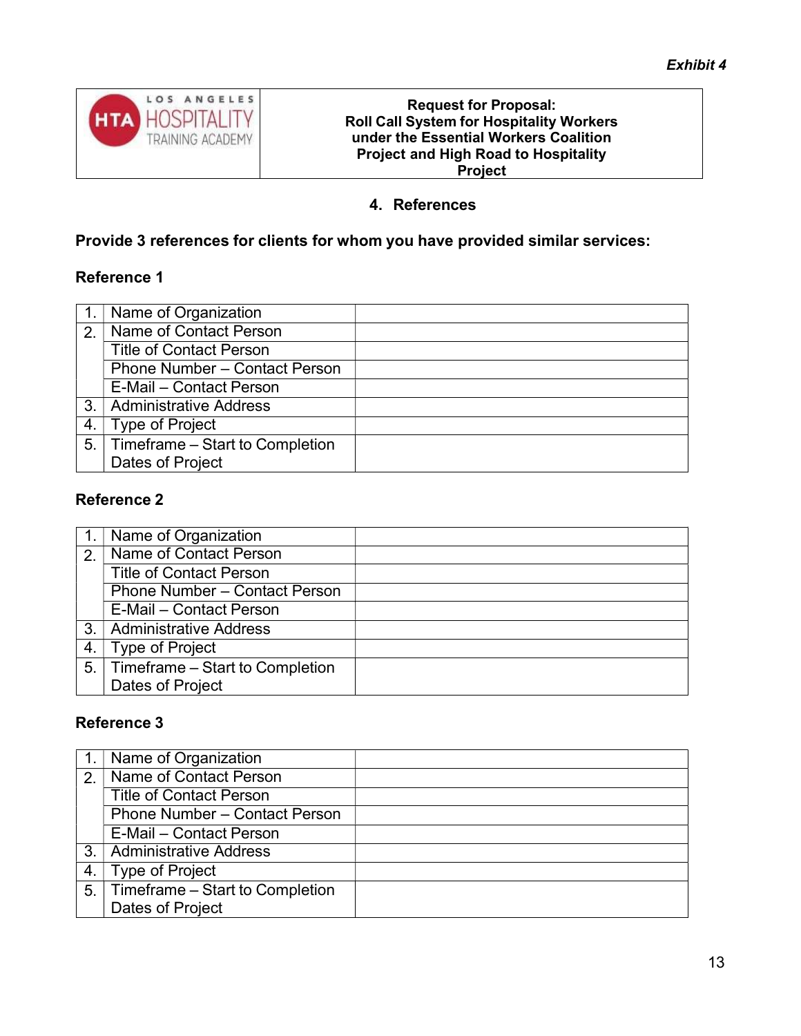*Exhibit 4*

| | |
|---|---|
| LOS ANGELES HTA HOSPITALITY TRAINING ACADEMY | **Request for Proposal: Roll Call System for Hospitality Workers under the Essential Workers Coalition Project and High Road to Hospitality Project** |

## 4. References

**Provide 3 references for clients for whom you have provided similar services:**

### Reference 1

| | | |
|---|---|---|
| 1. | Name of Organization | |
| 2. | Name of Contact Person | |
| | Title of Contact Person | |
| | Phone Number – Contact Person | |
| | E-Mail – Contact Person | |
| 3. | Administrative Address | |
| 4. | Type of Project | |
| 5. | Timeframe – Start to Completion Dates of Project | |

### Reference 2

| | | |
|---|---|---|
| 1. | Name of Organization | |
| 2. | Name of Contact Person | |
| | Title of Contact Person | |
| | Phone Number – Contact Person | |
| | E-Mail – Contact Person | |
| 3. | Administrative Address | |
| 4. | Type of Project | |
| 5. | Timeframe – Start to Completion Dates of Project | |

### Reference 3

| | | |
|---|---|---|
| 1. | Name of Organization | |
| 2. | Name of Contact Person | |
| | Title of Contact Person | |
| | Phone Number – Contact Person | |
| | E-Mail – Contact Person | |
| 3. | Administrative Address | |
| 4. | Type of Project | |
| 5. | Timeframe – Start to Completion Dates of Project | |